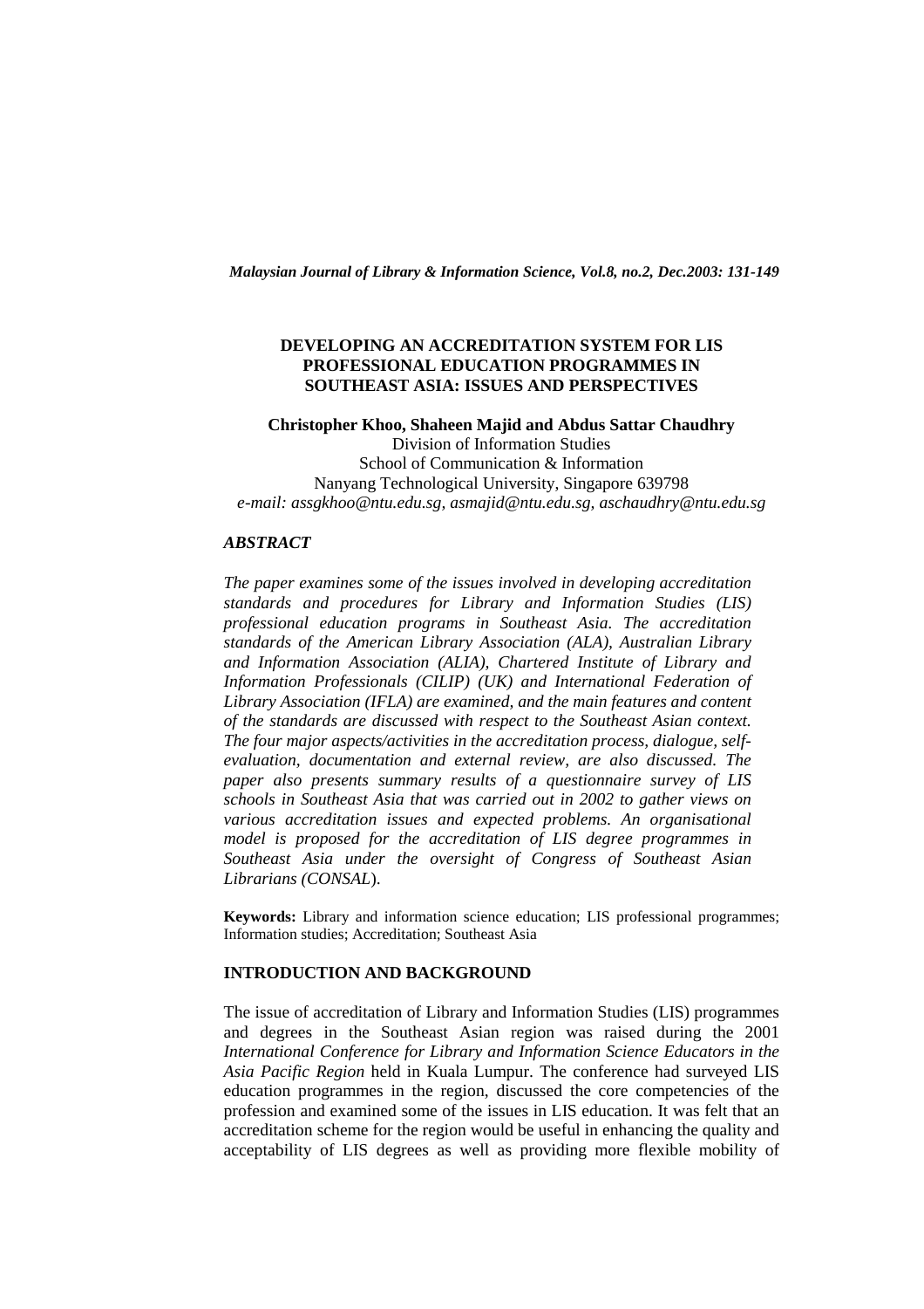# DEVELOPING AN ACCREDITATION SYSTEM FOR LIS PROFESSIONAL EDUCATION PROGRAMMES IN SOUTHEAST ASIA: ISSUES AND PERSPECTIVES

**Christopher Khoo, Shaheen Majid and Abdus Sattar Chaudhry**
Division of Information Studies
School of Communication & Information
Nanyang Technological University, Singapore 639798
*e-mail: assgkhoo@ntu.edu.sg, asmajid@ntu.edu.sg, aschaudhry@ntu.edu.sg*

## *ABSTRACT*

***The paper examines some of the issues involved in developing accreditation standards and procedures for Library and Information Studies (LIS) professional education programs in Southeast Asia. The accreditation standards of the American Library Association (ALA), Australian Library and Information Association (ALIA), Chartered Institute of Library and Information Professionals (CILIP) (UK) and International Federation of Library Association (IFLA) are examined, and the main features and content of the standards are discussed with respect to the Southeast Asian context. The four major aspects/activities in the accreditation process, dialogue, self-evaluation, documentation and external review, are also discussed. The paper also presents summary results of a questionnaire survey of LIS schools in Southeast Asia that was carried out in 2002 to gather views on various accreditation issues and expected problems. An organisational model is proposed for the accreditation of LIS degree programmes in Southeast Asia under the oversight of Congress of Southeast Asian Librarians (CONSAL).***

**Keywords:** Library and information science education; LIS professional programmes; Information studies; Accreditation; Southeast Asia

## INTRODUCTION AND BACKGROUND

The issue of accreditation of Library and Information Studies (LIS) programmes and degrees in the Southeast Asian region was raised during the 2001 *International Conference for Library and Information Science Educators in the Asia Pacific Region* held in Kuala Lumpur. The conference had surveyed LIS education programmes in the region, discussed the core competencies of the profession and examined some of the issues in LIS education. It was felt that an accreditation scheme for the region would be useful in enhancing the quality and acceptability of LIS degrees as well as providing more flexible mobility of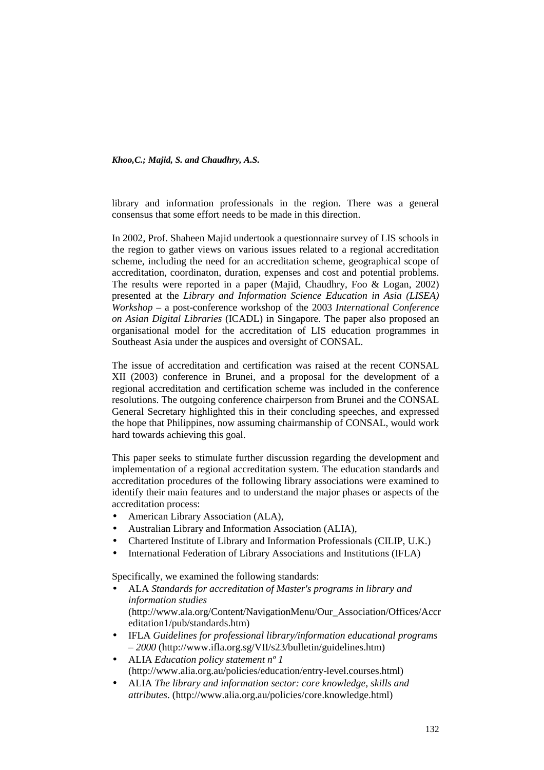library and information professionals in the region. There was a general consensus that some effort needs to be made in this direction.

In 2002, Prof. Shaheen Majid undertook a questionnaire survey of LIS schools in the region to gather views on various issues related to a regional accreditation scheme, including the need for an accreditation scheme, geographical scope of accreditation, coordinaton, duration, expenses and cost and potential problems. The results were reported in a paper (Majid, Chaudhry, Foo & Logan, 2002) presented at the *Library and Information Science Education in Asia (LISEA) Workshop* – a post-conference workshop of the 2003 *International Conference on Asian Digital Libraries* (ICADL) in Singapore. The paper also proposed an organisational model for the accreditation of LIS education programmes in Southeast Asia under the auspices and oversight of CONSAL.

The issue of accreditation and certification was raised at the recent CONSAL XII (2003) conference in Brunei, and a proposal for the development of a regional accreditation and certification scheme was included in the conference resolutions. The outgoing conference chairperson from Brunei and the CONSAL General Secretary highlighted this in their concluding speeches, and expressed the hope that Philippines, now assuming chairmanship of CONSAL, would work hard towards achieving this goal.

This paper seeks to stimulate further discussion regarding the development and implementation of a regional accreditation system. The education standards and accreditation procedures of the following library associations were examined to identify their main features and to understand the major phases or aspects of the accreditation process:

- American Library Association (ALA),
- Australian Library and Information Association (ALIA),
- Chartered Institute of Library and Information Professionals (CILIP, U.K.)
- International Federation of Library Associations and Institutions (IFLA)

Specifically, we examined the following standards:

- ALA *Standards for accreditation of Master's programs in library and information studies* (http://www.ala.org/Content/NavigationMenu/Our_Association/Offices/Accreditation1/pub/standards.htm)
- IFLA *Guidelines for professional library/information educational programs – 2000* (http://www.ifla.org.sg/VII/s23/bulletin/guidelines.htm)
- ALIA *Education policy statement nº 1* (http://www.alia.org.au/policies/education/entry-level.courses.html)
- ALIA *The library and information sector: core knowledge, skills and attributes*. (http://www.alia.org.au/policies/core.knowledge.html)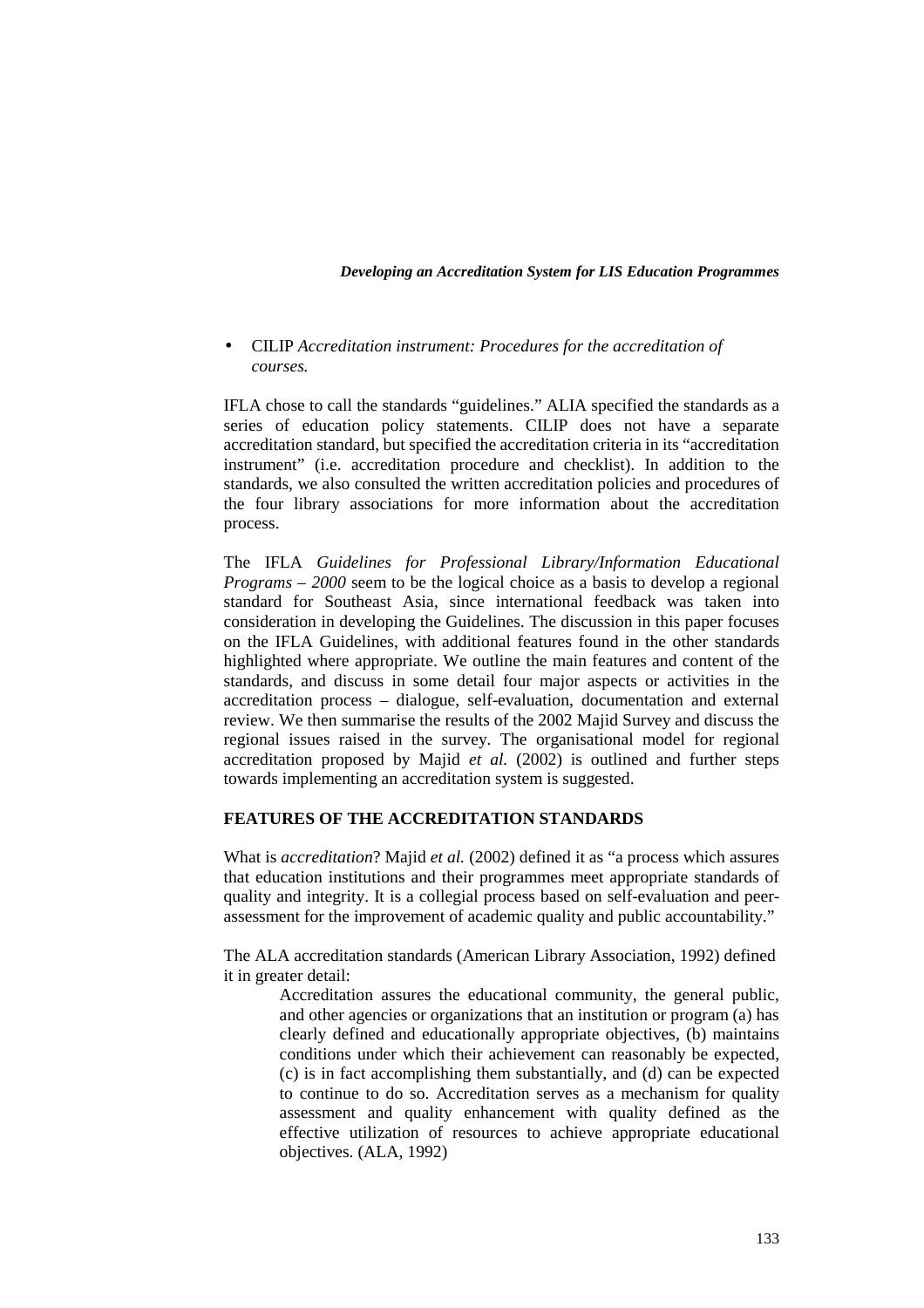- CILIP *Accreditation instrument: Procedures for the accreditation of courses.*

IFLA chose to call the standards "guidelines." ALIA specified the standards as a series of education policy statements. CILIP does not have a separate accreditation standard, but specified the accreditation criteria in its "accreditation instrument" (i.e. accreditation procedure and checklist). In addition to the standards, we also consulted the written accreditation policies and procedures of the four library associations for more information about the accreditation process.

The IFLA *Guidelines for Professional Library/Information Educational Programs – 2000* seem to be the logical choice as a basis to develop a regional standard for Southeast Asia, since international feedback was taken into consideration in developing the Guidelines. The discussion in this paper focuses on the IFLA Guidelines, with additional features found in the other standards highlighted where appropriate. We outline the main features and content of the standards, and discuss in some detail four major aspects or activities in the accreditation process – dialogue, self-evaluation, documentation and external review. We then summarise the results of the 2002 Majid Survey and discuss the regional issues raised in the survey. The organisational model for regional accreditation proposed by Majid *et al.* (2002) is outlined and further steps towards implementing an accreditation system is suggested.

## FEATURES OF THE ACCREDITATION STANDARDS

What is *accreditation*? Majid *et al.* (2002) defined it as "a process which assures that education institutions and their programmes meet appropriate standards of quality and integrity. It is a collegial process based on self-evaluation and peer-assessment for the improvement of academic quality and public accountability."

The ALA accreditation standards (American Library Association, 1992) defined it in greater detail:

> Accreditation assures the educational community, the general public, and other agencies or organizations that an institution or program (a) has clearly defined and educationally appropriate objectives, (b) maintains conditions under which their achievement can reasonably be expected, (c) is in fact accomplishing them substantially, and (d) can be expected to continue to do so. Accreditation serves as a mechanism for quality assessment and quality enhancement with quality defined as the effective utilization of resources to achieve appropriate educational objectives. (ALA, 1992)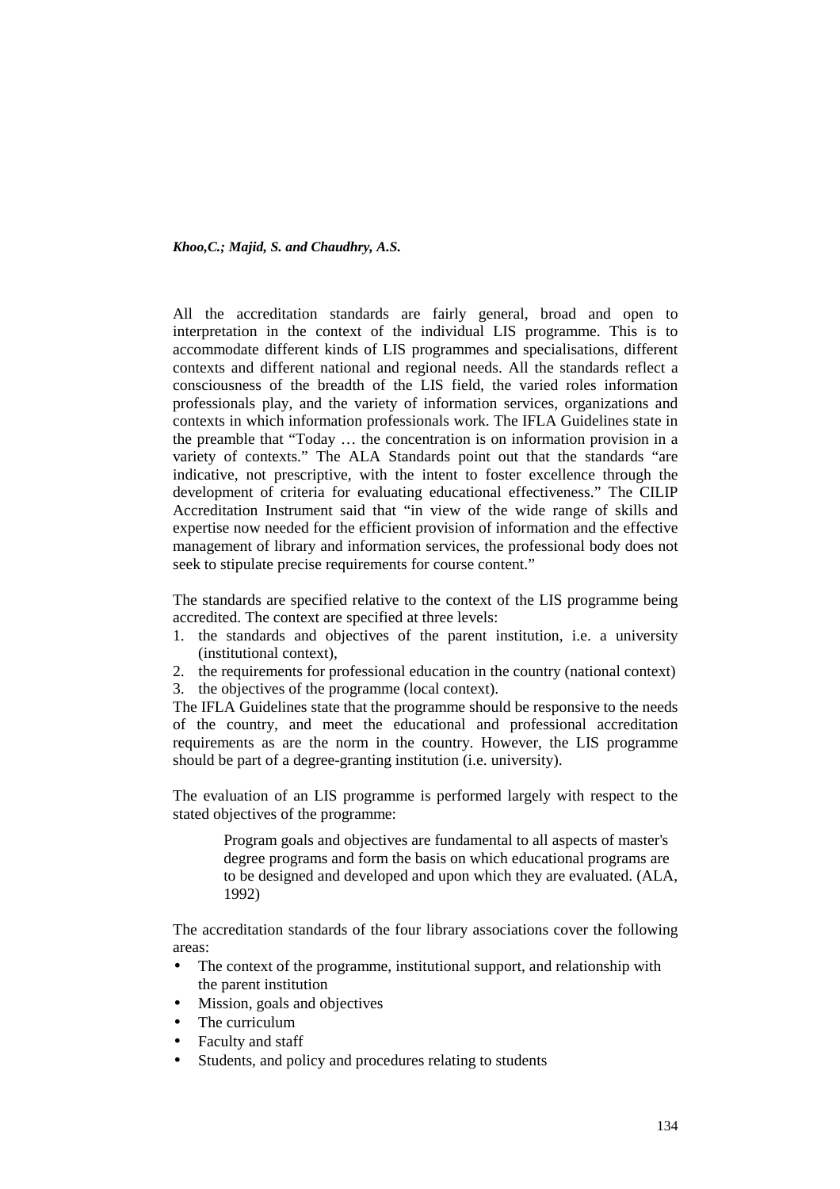All the accreditation standards are fairly general, broad and open to interpretation in the context of the individual LIS programme. This is to accommodate different kinds of LIS programmes and specialisations, different contexts and different national and regional needs. All the standards reflect a consciousness of the breadth of the LIS field, the varied roles information professionals play, and the variety of information services, organizations and contexts in which information professionals work. The IFLA Guidelines state in the preamble that "Today … the concentration is on information provision in a variety of contexts." The ALA Standards point out that the standards "are indicative, not prescriptive, with the intent to foster excellence through the development of criteria for evaluating educational effectiveness." The CILIP Accreditation Instrument said that "in view of the wide range of skills and expertise now needed for the efficient provision of information and the effective management of library and information services, the professional body does not seek to stipulate precise requirements for course content."

The standards are specified relative to the context of the LIS programme being accredited. The context are specified at three levels:

1. the standards and objectives of the parent institution, i.e. a university (institutional context),
2. the requirements for professional education in the country (national context)
3. the objectives of the programme (local context).

The IFLA Guidelines state that the programme should be responsive to the needs of the country, and meet the educational and professional accreditation requirements as are the norm in the country. However, the LIS programme should be part of a degree-granting institution (i.e. university).

The evaluation of an LIS programme is performed largely with respect to the stated objectives of the programme:

> Program goals and objectives are fundamental to all aspects of master's degree programs and form the basis on which educational programs are to be designed and developed and upon which they are evaluated. (ALA, 1992)

The accreditation standards of the four library associations cover the following areas:

- The context of the programme, institutional support, and relationship with the parent institution
- Mission, goals and objectives
- The curriculum
- Faculty and staff
- Students, and policy and procedures relating to students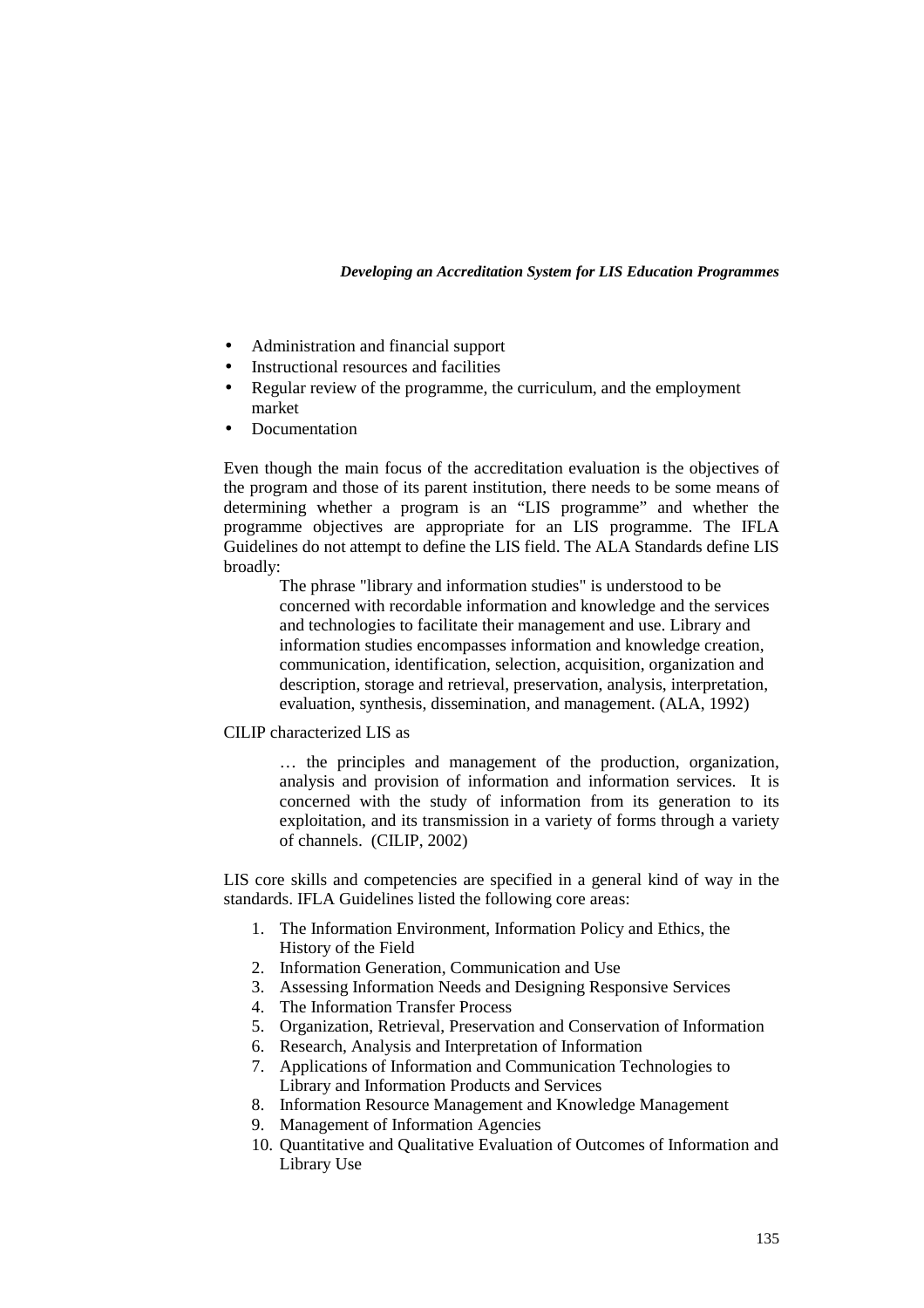- Administration and financial support
- Instructional resources and facilities
- Regular review of the programme, the curriculum, and the employment market
- Documentation

Even though the main focus of the accreditation evaluation is the objectives of the program and those of its parent institution, there needs to be some means of determining whether a program is an "LIS programme" and whether the programme objectives are appropriate for an LIS programme. The IFLA Guidelines do not attempt to define the LIS field. The ALA Standards define LIS broadly:

> The phrase "library and information studies" is understood to be concerned with recordable information and knowledge and the services and technologies to facilitate their management and use. Library and information studies encompasses information and knowledge creation, communication, identification, selection, acquisition, organization and description, storage and retrieval, preservation, analysis, interpretation, evaluation, synthesis, dissemination, and management. (ALA, 1992)

CILIP characterized LIS as

> … the principles and management of the production, organization, analysis and provision of information and information services. It is concerned with the study of information from its generation to its exploitation, and its transmission in a variety of forms through a variety of channels. (CILIP, 2002)

LIS core skills and competencies are specified in a general kind of way in the standards. IFLA Guidelines listed the following core areas:

1. The Information Environment, Information Policy and Ethics, the History of the Field
2. Information Generation, Communication and Use
3. Assessing Information Needs and Designing Responsive Services
4. The Information Transfer Process
5. Organization, Retrieval, Preservation and Conservation of Information
6. Research, Analysis and Interpretation of Information
7. Applications of Information and Communication Technologies to Library and Information Products and Services
8. Information Resource Management and Knowledge Management
9. Management of Information Agencies
10. Quantitative and Qualitative Evaluation of Outcomes of Information and Library Use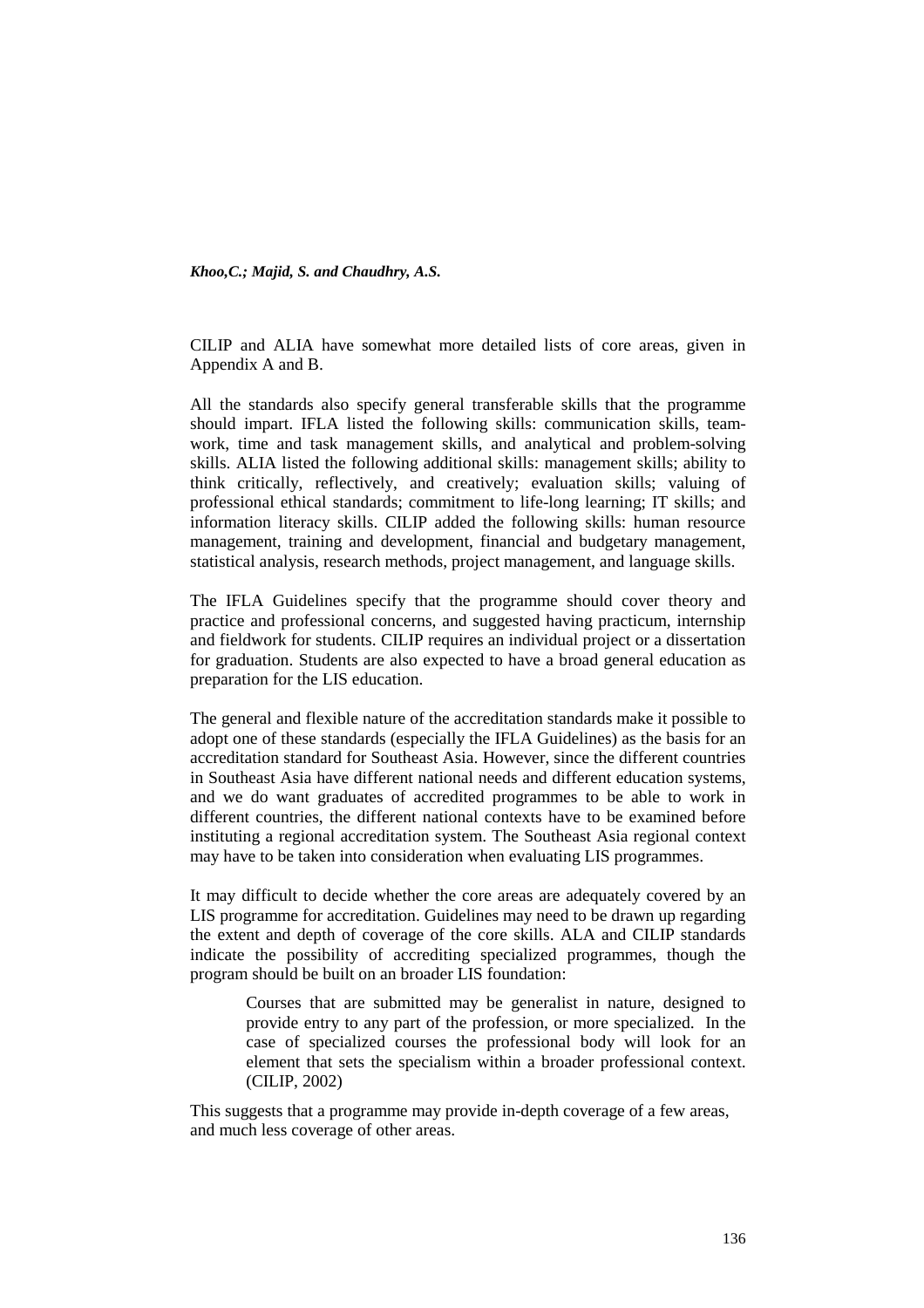CILIP and ALIA have somewhat more detailed lists of core areas, given in Appendix A and B.

All the standards also specify general transferable skills that the programme should impart. IFLA listed the following skills: communication skills, team-work, time and task management skills, and analytical and problem-solving skills. ALIA listed the following additional skills: management skills; ability to think critically, reflectively, and creatively; evaluation skills; valuing of professional ethical standards; commitment to life-long learning; IT skills; and information literacy skills. CILIP added the following skills: human resource management, training and development, financial and budgetary management, statistical analysis, research methods, project management, and language skills.

The IFLA Guidelines specify that the programme should cover theory and practice and professional concerns, and suggested having practicum, internship and fieldwork for students. CILIP requires an individual project or a dissertation for graduation. Students are also expected to have a broad general education as preparation for the LIS education.

The general and flexible nature of the accreditation standards make it possible to adopt one of these standards (especially the IFLA Guidelines) as the basis for an accreditation standard for Southeast Asia. However, since the different countries in Southeast Asia have different national needs and different education systems, and we do want graduates of accredited programmes to be able to work in different countries, the different national contexts have to be examined before instituting a regional accreditation system. The Southeast Asia regional context may have to be taken into consideration when evaluating LIS programmes.

It may difficult to decide whether the core areas are adequately covered by an LIS programme for accreditation. Guidelines may need to be drawn up regarding the extent and depth of coverage of the core skills. ALA and CILIP standards indicate the possibility of accrediting specialized programmes, though the program should be built on an broader LIS foundation:

> Courses that are submitted may be generalist in nature, designed to provide entry to any part of the profession, or more specialized. In the case of specialized courses the professional body will look for an element that sets the specialism within a broader professional context. (CILIP, 2002)

This suggests that a programme may provide in-depth coverage of a few areas, and much less coverage of other areas.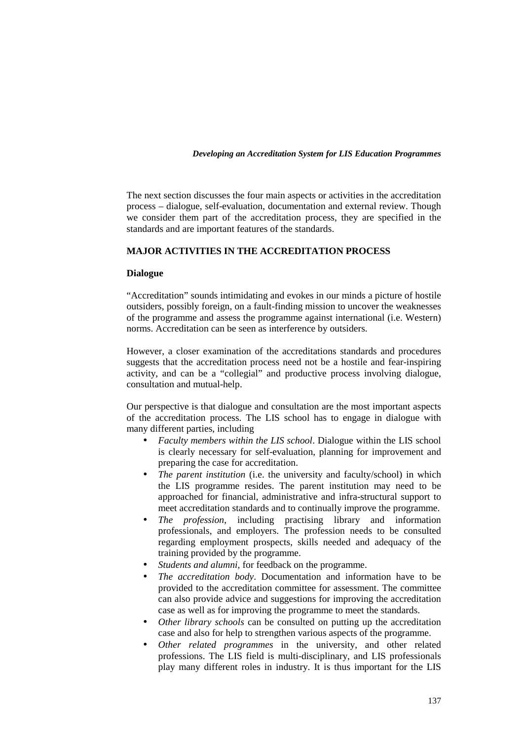The next section discusses the four main aspects or activities in the accreditation process – dialogue, self-evaluation, documentation and external review. Though we consider them part of the accreditation process, they are specified in the standards and are important features of the standards.

## MAJOR ACTIVITIES IN THE ACCREDITATION PROCESS

### Dialogue

"Accreditation" sounds intimidating and evokes in our minds a picture of hostile outsiders, possibly foreign, on a fault-finding mission to uncover the weaknesses of the programme and assess the programme against international (i.e. Western) norms. Accreditation can be seen as interference by outsiders.

However, a closer examination of the accreditations standards and procedures suggests that the accreditation process need not be a hostile and fear-inspiring activity, and can be a "collegial" and productive process involving dialogue, consultation and mutual-help.

Our perspective is that dialogue and consultation are the most important aspects of the accreditation process. The LIS school has to engage in dialogue with many different parties, including

- *Faculty members within the LIS school*. Dialogue within the LIS school is clearly necessary for self-evaluation, planning for improvement and preparing the case for accreditation.
- *The parent institution* (i.e. the university and faculty/school) in which the LIS programme resides. The parent institution may need to be approached for financial, administrative and infra-structural support to meet accreditation standards and to continually improve the programme.
- *The profession*, including practising library and information professionals, and employers. The profession needs to be consulted regarding employment prospects, skills needed and adequacy of the training provided by the programme.
- *Students and alumni*, for feedback on the programme.
- *The accreditation body*. Documentation and information have to be provided to the accreditation committee for assessment. The committee can also provide advice and suggestions for improving the accreditation case as well as for improving the programme to meet the standards.
- *Other library schools* can be consulted on putting up the accreditation case and also for help to strengthen various aspects of the programme.
- *Other related programmes* in the university, and other related professions. The LIS field is multi-disciplinary, and LIS professionals play many different roles in industry. It is thus important for the LIS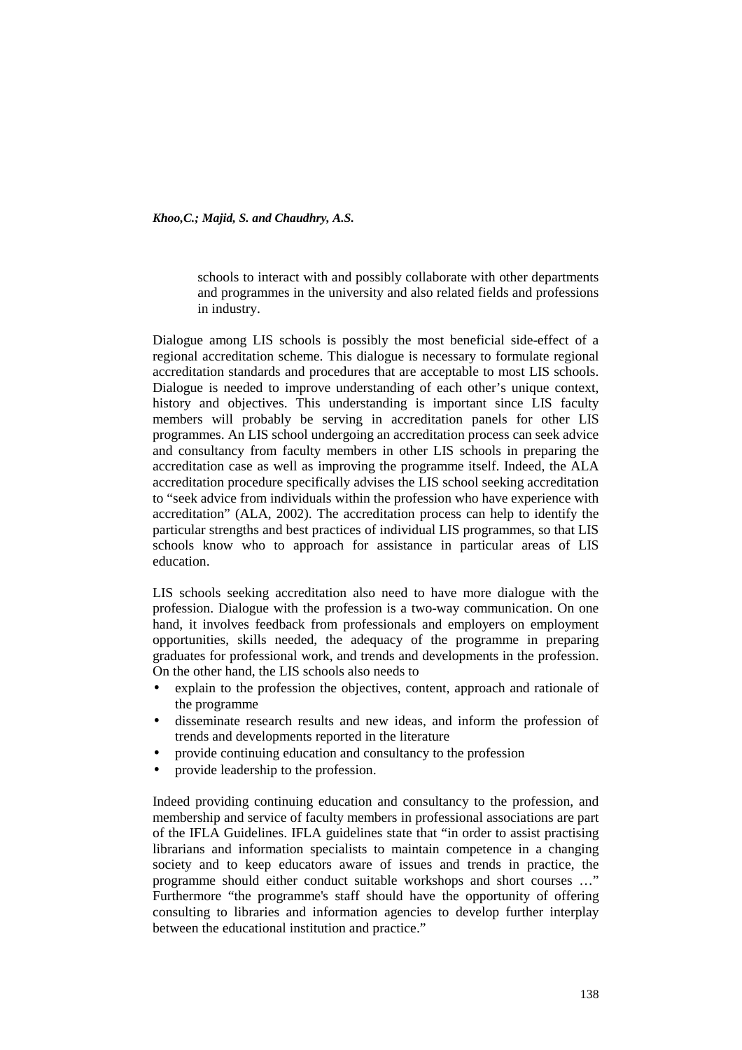schools to interact with and possibly collaborate with other departments and programmes in the university and also related fields and professions in industry.

Dialogue among LIS schools is possibly the most beneficial side-effect of a regional accreditation scheme. This dialogue is necessary to formulate regional accreditation standards and procedures that are acceptable to most LIS schools. Dialogue is needed to improve understanding of each other's unique context, history and objectives. This understanding is important since LIS faculty members will probably be serving in accreditation panels for other LIS programmes. An LIS school undergoing an accreditation process can seek advice and consultancy from faculty members in other LIS schools in preparing the accreditation case as well as improving the programme itself. Indeed, the ALA accreditation procedure specifically advises the LIS school seeking accreditation to "seek advice from individuals within the profession who have experience with accreditation" (ALA, 2002). The accreditation process can help to identify the particular strengths and best practices of individual LIS programmes, so that LIS schools know who to approach for assistance in particular areas of LIS education.

LIS schools seeking accreditation also need to have more dialogue with the profession. Dialogue with the profession is a two-way communication. On one hand, it involves feedback from professionals and employers on employment opportunities, skills needed, the adequacy of the programme in preparing graduates for professional work, and trends and developments in the profession. On the other hand, the LIS schools also needs to

- explain to the profession the objectives, content, approach and rationale of the programme
- disseminate research results and new ideas, and inform the profession of trends and developments reported in the literature
- provide continuing education and consultancy to the profession
- provide leadership to the profession.

Indeed providing continuing education and consultancy to the profession, and membership and service of faculty members in professional associations are part of the IFLA Guidelines. IFLA guidelines state that "in order to assist practising librarians and information specialists to maintain competence in a changing society and to keep educators aware of issues and trends in practice, the programme should either conduct suitable workshops and short courses …" Furthermore "the programme's staff should have the opportunity of offering consulting to libraries and information agencies to develop further interplay between the educational institution and practice."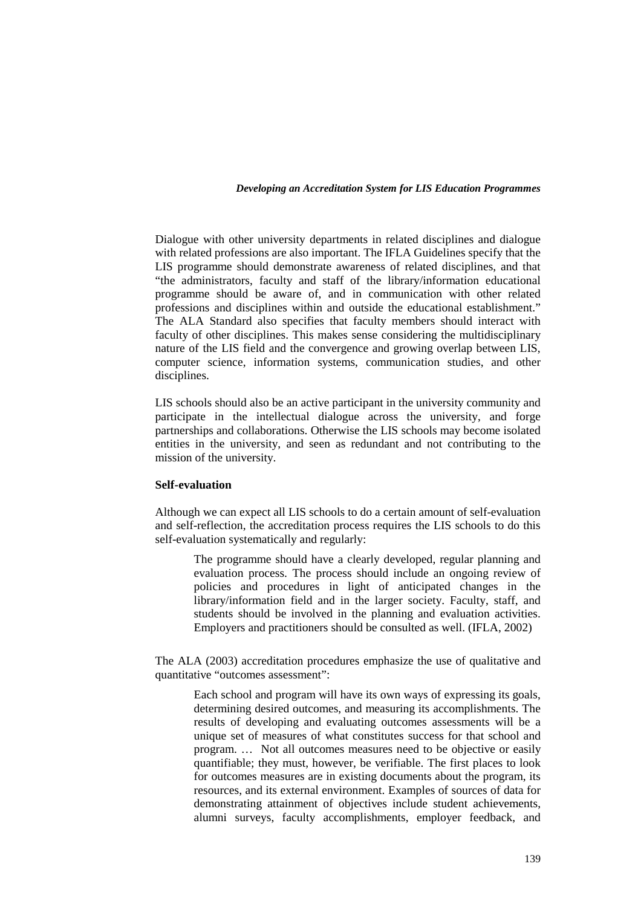Dialogue with other university departments in related disciplines and dialogue with related professions are also important. The IFLA Guidelines specify that the LIS programme should demonstrate awareness of related disciplines, and that "the administrators, faculty and staff of the library/information educational programme should be aware of, and in communication with other related professions and disciplines within and outside the educational establishment." The ALA Standard also specifies that faculty members should interact with faculty of other disciplines. This makes sense considering the multidisciplinary nature of the LIS field and the convergence and growing overlap between LIS, computer science, information systems, communication studies, and other disciplines.

LIS schools should also be an active participant in the university community and participate in the intellectual dialogue across the university, and forge partnerships and collaborations. Otherwise the LIS schools may become isolated entities in the university, and seen as redundant and not contributing to the mission of the university.

**Self-evaluation**

Although we can expect all LIS schools to do a certain amount of self-evaluation and self-reflection, the accreditation process requires the LIS schools to do this self-evaluation systematically and regularly:

> The programme should have a clearly developed, regular planning and evaluation process. The process should include an ongoing review of policies and procedures in light of anticipated changes in the library/information field and in the larger society. Faculty, staff, and students should be involved in the planning and evaluation activities. Employers and practitioners should be consulted as well. (IFLA, 2002)

The ALA (2003) accreditation procedures emphasize the use of qualitative and quantitative "outcomes assessment":

> Each school and program will have its own ways of expressing its goals, determining desired outcomes, and measuring its accomplishments. The results of developing and evaluating outcomes assessments will be a unique set of measures of what constitutes success for that school and program. … Not all outcomes measures need to be objective or easily quantifiable; they must, however, be verifiable. The first places to look for outcomes measures are in existing documents about the program, its resources, and its external environment. Examples of sources of data for demonstrating attainment of objectives include student achievements, alumni surveys, faculty accomplishments, employer feedback, and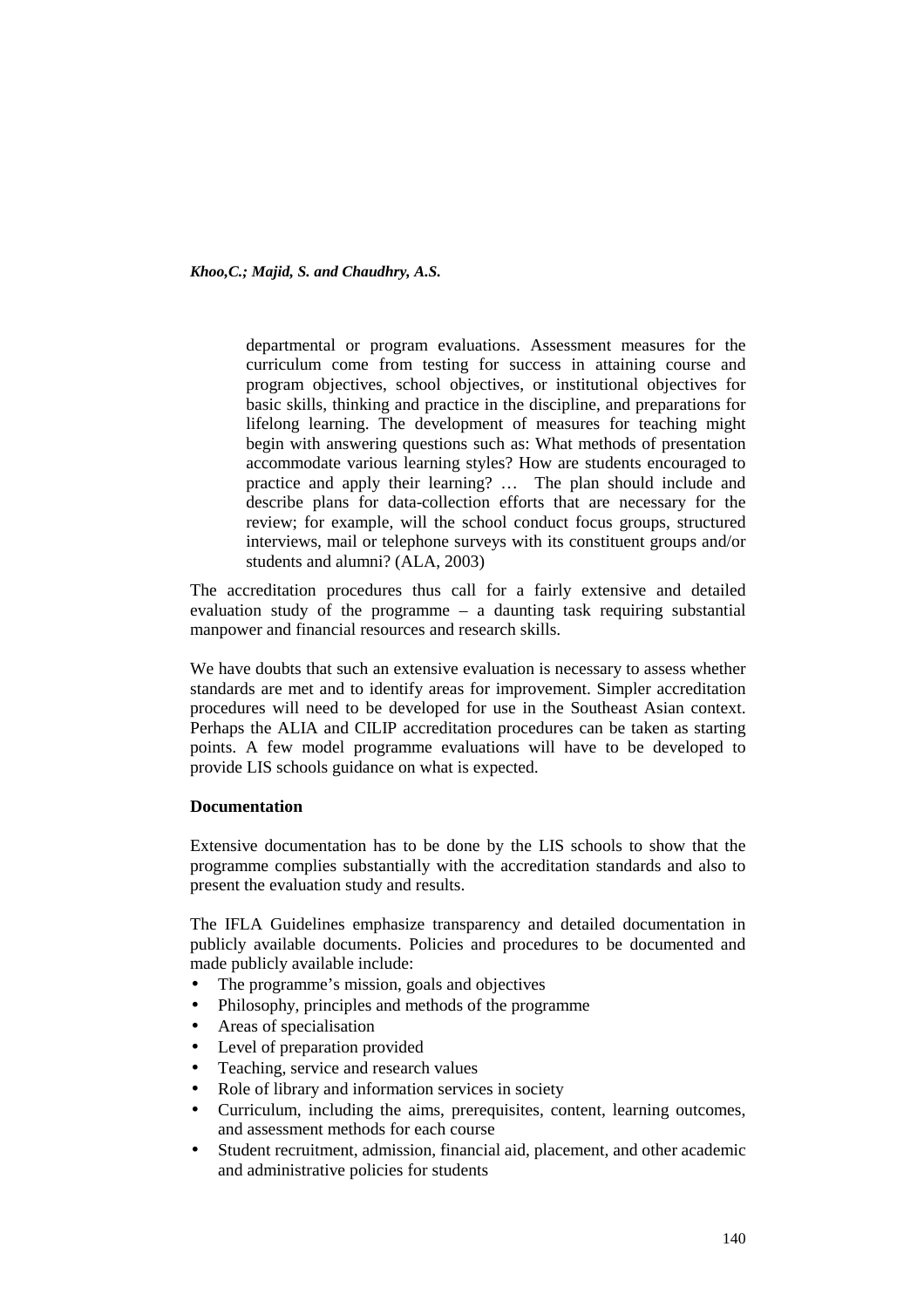> departmental or program evaluations. Assessment measures for the curriculum come from testing for success in attaining course and program objectives, school objectives, or institutional objectives for basic skills, thinking and practice in the discipline, and preparations for lifelong learning. The development of measures for teaching might begin with answering questions such as: What methods of presentation accommodate various learning styles? How are students encouraged to practice and apply their learning? … The plan should include and describe plans for data-collection efforts that are necessary for the review; for example, will the school conduct focus groups, structured interviews, mail or telephone surveys with its constituent groups and/or students and alumni? (ALA, 2003)

The accreditation procedures thus call for a fairly extensive and detailed evaluation study of the programme – a daunting task requiring substantial manpower and financial resources and research skills.

We have doubts that such an extensive evaluation is necessary to assess whether standards are met and to identify areas for improvement. Simpler accreditation procedures will need to be developed for use in the Southeast Asian context. Perhaps the ALIA and CILIP accreditation procedures can be taken as starting points. A few model programme evaluations will have to be developed to provide LIS schools guidance on what is expected.

**Documentation**

Extensive documentation has to be done by the LIS schools to show that the programme complies substantially with the accreditation standards and also to present the evaluation study and results.

The IFLA Guidelines emphasize transparency and detailed documentation in publicly available documents. Policies and procedures to be documented and made publicly available include:

- The programme's mission, goals and objectives
- Philosophy, principles and methods of the programme
- Areas of specialisation
- Level of preparation provided
- Teaching, service and research values
- Role of library and information services in society
- Curriculum, including the aims, prerequisites, content, learning outcomes, and assessment methods for each course
- Student recruitment, admission, financial aid, placement, and other academic and administrative policies for students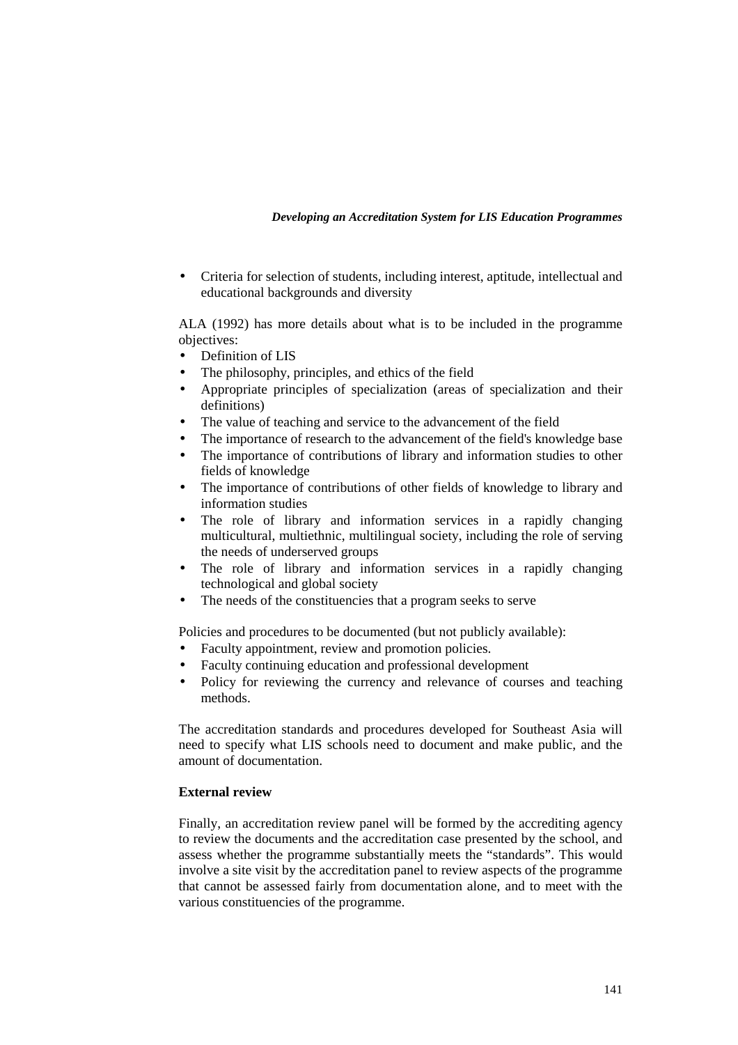- Criteria for selection of students, including interest, aptitude, intellectual and educational backgrounds and diversity

ALA (1992) has more details about what is to be included in the programme objectives:

- Definition of LIS
- The philosophy, principles, and ethics of the field
- Appropriate principles of specialization (areas of specialization and their definitions)
- The value of teaching and service to the advancement of the field
- The importance of research to the advancement of the field's knowledge base
- The importance of contributions of library and information studies to other fields of knowledge
- The importance of contributions of other fields of knowledge to library and information studies
- The role of library and information services in a rapidly changing multicultural, multiethnic, multilingual society, including the role of serving the needs of underserved groups
- The role of library and information services in a rapidly changing technological and global society
- The needs of the constituencies that a program seeks to serve

Policies and procedures to be documented (but not publicly available):

- Faculty appointment, review and promotion policies.
- Faculty continuing education and professional development
- Policy for reviewing the currency and relevance of courses and teaching methods.

The accreditation standards and procedures developed for Southeast Asia will need to specify what LIS schools need to document and make public, and the amount of documentation.

**External review**

Finally, an accreditation review panel will be formed by the accrediting agency to review the documents and the accreditation case presented by the school, and assess whether the programme substantially meets the "standards". This would involve a site visit by the accreditation panel to review aspects of the programme that cannot be assessed fairly from documentation alone, and to meet with the various constituencies of the programme.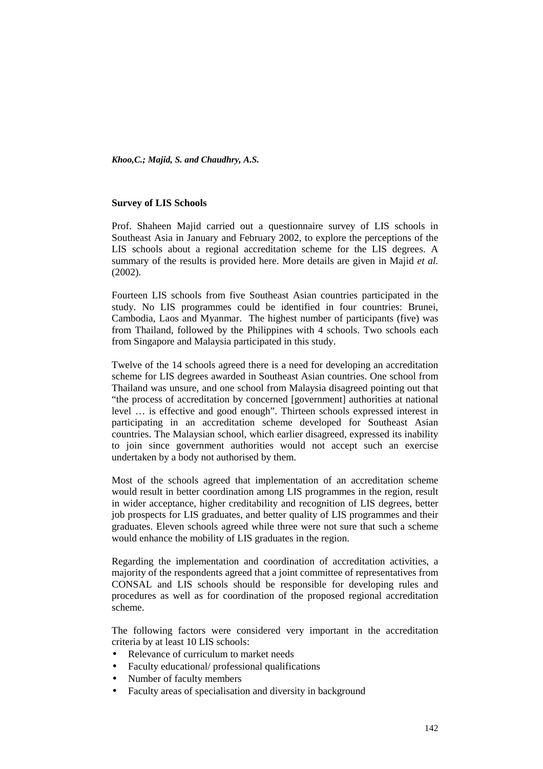## Survey of LIS Schools

Prof. Shaheen Majid carried out a questionnaire survey of LIS schools in Southeast Asia in January and February 2002, to explore the perceptions of the LIS schools about a regional accreditation scheme for the LIS degrees. A summary of the results is provided here. More details are given in Majid *et al.* (2002).

Fourteen LIS schools from five Southeast Asian countries participated in the study. No LIS programmes could be identified in four countries: Brunei, Cambodia, Laos and Myanmar. The highest number of participants (five) was from Thailand, followed by the Philippines with 4 schools. Two schools each from Singapore and Malaysia participated in this study.

Twelve of the 14 schools agreed there is a need for developing an accreditation scheme for LIS degrees awarded in Southeast Asian countries. One school from Thailand was unsure, and one school from Malaysia disagreed pointing out that "the process of accreditation by concerned [government] authorities at national level … is effective and good enough". Thirteen schools expressed interest in participating in an accreditation scheme developed for Southeast Asian countries. The Malaysian school, which earlier disagreed, expressed its inability to join since government authorities would not accept such an exercise undertaken by a body not authorised by them.

Most of the schools agreed that implementation of an accreditation scheme would result in better coordination among LIS programmes in the region, result in wider acceptance, higher creditability and recognition of LIS degrees, better job prospects for LIS graduates, and better quality of LIS programmes and their graduates. Eleven schools agreed while three were not sure that such a scheme would enhance the mobility of LIS graduates in the region.

Regarding the implementation and coordination of accreditation activities, a majority of the respondents agreed that a joint committee of representatives from CONSAL and LIS schools should be responsible for developing rules and procedures as well as for coordination of the proposed regional accreditation scheme.

The following factors were considered very important in the accreditation criteria by at least 10 LIS schools:

- Relevance of curriculum to market needs
- Faculty educational/ professional qualifications
- Number of faculty members
- Faculty areas of specialisation and diversity in background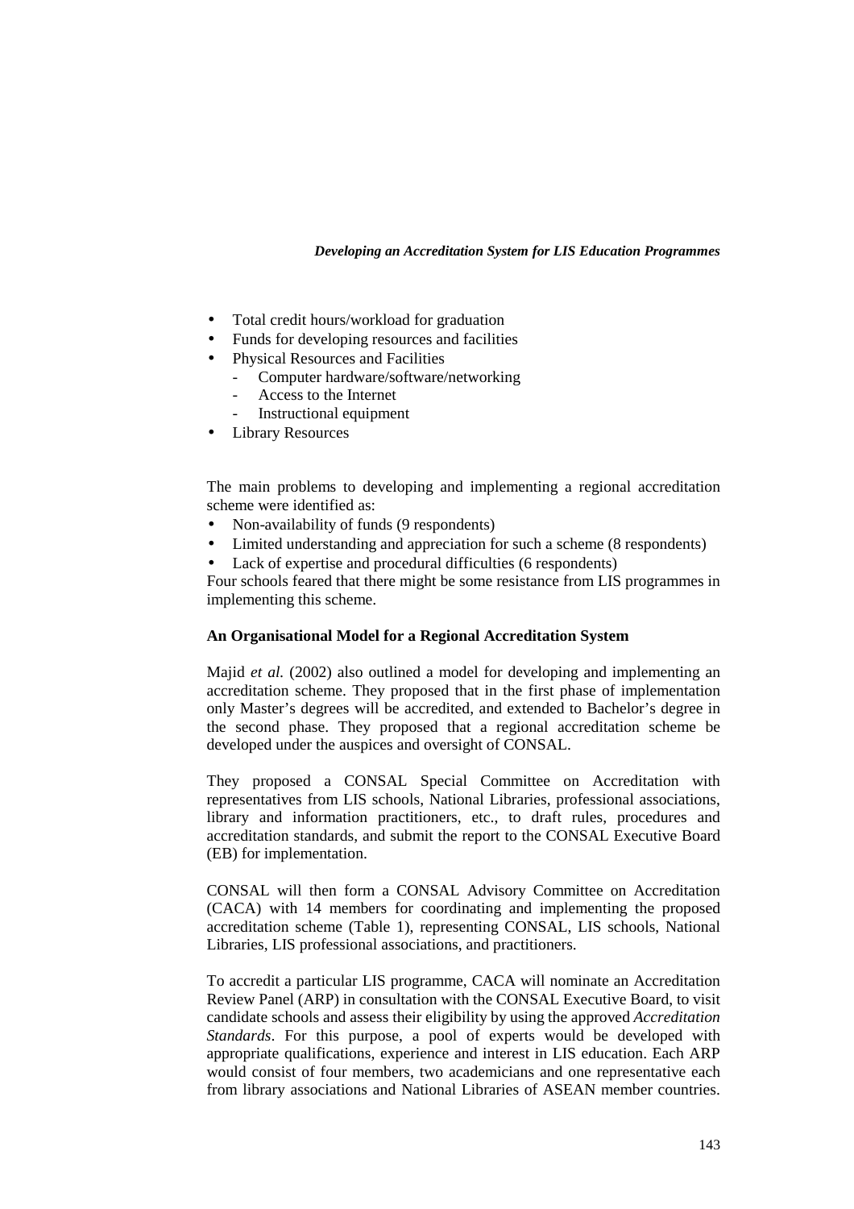- Total credit hours/workload for graduation
- Funds for developing resources and facilities
- Physical Resources and Facilities
  - Computer hardware/software/networking
  - Access to the Internet
  - Instructional equipment
- Library Resources

The main problems to developing and implementing a regional accreditation scheme were identified as:

- Non-availability of funds (9 respondents)
- Limited understanding and appreciation for such a scheme (8 respondents)
- Lack of expertise and procedural difficulties (6 respondents)

Four schools feared that there might be some resistance from LIS programmes in implementing this scheme.

**An Organisational Model for a Regional Accreditation System**

Majid *et al.* (2002) also outlined a model for developing and implementing an accreditation scheme. They proposed that in the first phase of implementation only Master's degrees will be accredited, and extended to Bachelor's degree in the second phase. They proposed that a regional accreditation scheme be developed under the auspices and oversight of CONSAL.

They proposed a CONSAL Special Committee on Accreditation with representatives from LIS schools, National Libraries, professional associations, library and information practitioners, etc., to draft rules, procedures and accreditation standards, and submit the report to the CONSAL Executive Board (EB) for implementation.

CONSAL will then form a CONSAL Advisory Committee on Accreditation (CACA) with 14 members for coordinating and implementing the proposed accreditation scheme (Table 1), representing CONSAL, LIS schools, National Libraries, LIS professional associations, and practitioners.

To accredit a particular LIS programme, CACA will nominate an Accreditation Review Panel (ARP) in consultation with the CONSAL Executive Board, to visit candidate schools and assess their eligibility by using the approved *Accreditation Standards*. For this purpose, a pool of experts would be developed with appropriate qualifications, experience and interest in LIS education. Each ARP would consist of four members, two academicians and one representative each from library associations and National Libraries of ASEAN member countries.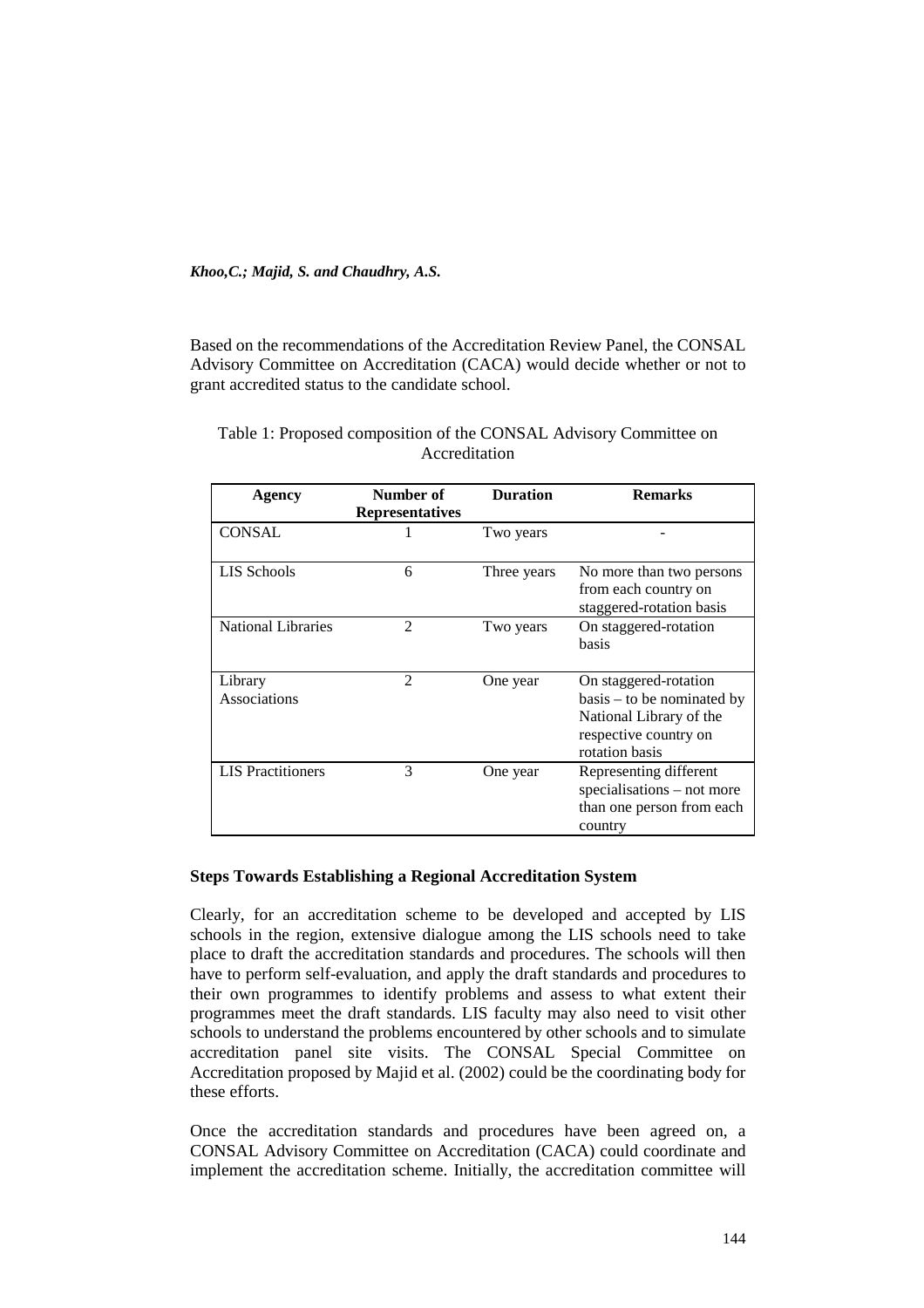Based on the recommendations of the Accreditation Review Panel, the CONSAL Advisory Committee on Accreditation (CACA) would decide whether or not to grant accredited status to the candidate school.

Table 1: Proposed composition of the CONSAL Advisory Committee on Accreditation

| Agency | Number of Representatives | Duration | Remarks |
|---|---|---|---|
| CONSAL | 1 | Two years | - |
| LIS Schools | 6 | Three years | No more than two persons from each country on staggered-rotation basis |
| National Libraries | 2 | Two years | On staggered-rotation basis |
| Library Associations | 2 | One year | On staggered-rotation basis – to be nominated by National Library of the respective country on rotation basis |
| LIS Practitioners | 3 | One year | Representing different specialisations – not more than one person from each country |

**Steps Towards Establishing a Regional Accreditation System**

Clearly, for an accreditation scheme to be developed and accepted by LIS schools in the region, extensive dialogue among the LIS schools need to take place to draft the accreditation standards and procedures. The schools will then have to perform self-evaluation, and apply the draft standards and procedures to their own programmes to identify problems and assess to what extent their programmes meet the draft standards. LIS faculty may also need to visit other schools to understand the problems encountered by other schools and to simulate accreditation panel site visits. The CONSAL Special Committee on Accreditation proposed by Majid et al. (2002) could be the coordinating body for these efforts.

Once the accreditation standards and procedures have been agreed on, a CONSAL Advisory Committee on Accreditation (CACA) could coordinate and implement the accreditation scheme. Initially, the accreditation committee will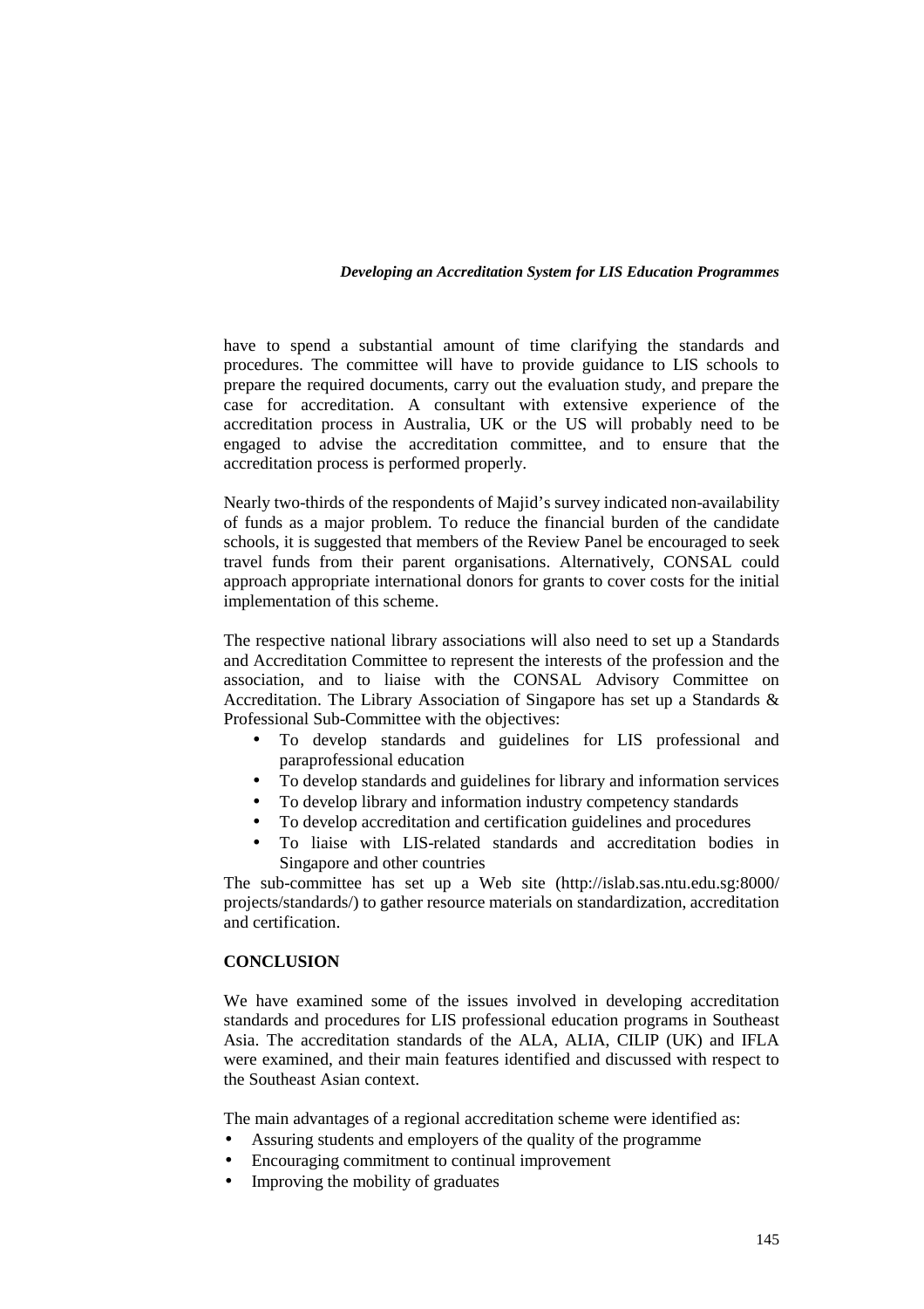have to spend a substantial amount of time clarifying the standards and procedures. The committee will have to provide guidance to LIS schools to prepare the required documents, carry out the evaluation study, and prepare the case for accreditation. A consultant with extensive experience of the accreditation process in Australia, UK or the US will probably need to be engaged to advise the accreditation committee, and to ensure that the accreditation process is performed properly.

Nearly two-thirds of the respondents of Majid's survey indicated non-availability of funds as a major problem. To reduce the financial burden of the candidate schools, it is suggested that members of the Review Panel be encouraged to seek travel funds from their parent organisations. Alternatively, CONSAL could approach appropriate international donors for grants to cover costs for the initial implementation of this scheme.

The respective national library associations will also need to set up a Standards and Accreditation Committee to represent the interests of the profession and the association, and to liaise with the CONSAL Advisory Committee on Accreditation. The Library Association of Singapore has set up a Standards & Professional Sub-Committee with the objectives:

- To develop standards and guidelines for LIS professional and paraprofessional education
- To develop standards and guidelines for library and information services
- To develop library and information industry competency standards
- To develop accreditation and certification guidelines and procedures
- To liaise with LIS-related standards and accreditation bodies in Singapore and other countries

The sub-committee has set up a Web site (http://islab.sas.ntu.edu.sg:8000/projects/standards/) to gather resource materials on standardization, accreditation and certification.

## CONCLUSION

We have examined some of the issues involved in developing accreditation standards and procedures for LIS professional education programs in Southeast Asia. The accreditation standards of the ALA, ALIA, CILIP (UK) and IFLA were examined, and their main features identified and discussed with respect to the Southeast Asian context.

The main advantages of a regional accreditation scheme were identified as:

- Assuring students and employers of the quality of the programme
- Encouraging commitment to continual improvement
- Improving the mobility of graduates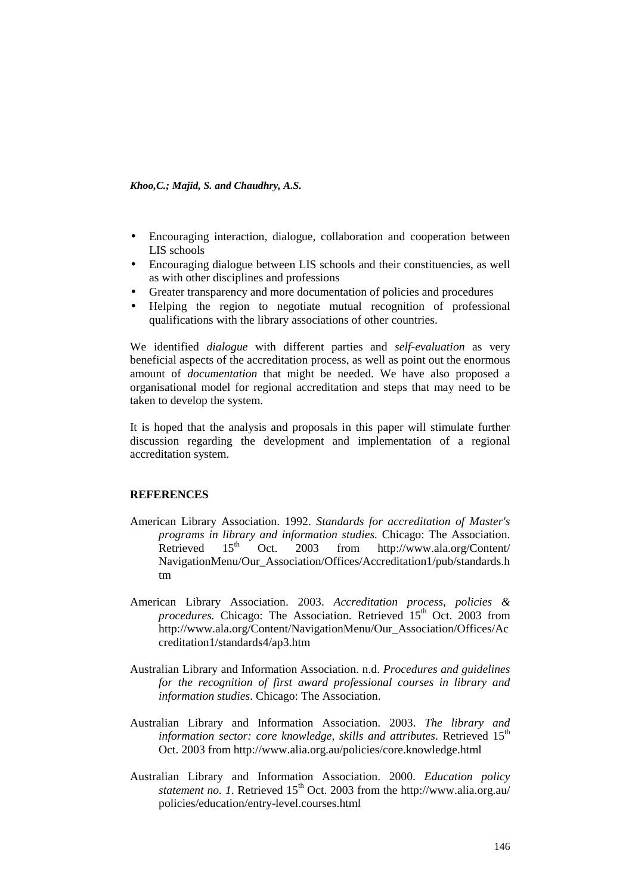- Encouraging interaction, dialogue, collaboration and cooperation between LIS schools
- Encouraging dialogue between LIS schools and their constituencies, as well as with other disciplines and professions
- Greater transparency and more documentation of policies and procedures
- Helping the region to negotiate mutual recognition of professional qualifications with the library associations of other countries.

We identified *dialogue* with different parties and *self-evaluation* as very beneficial aspects of the accreditation process, as well as point out the enormous amount of *documentation* that might be needed. We have also proposed a organisational model for regional accreditation and steps that may need to be taken to develop the system.

It is hoped that the analysis and proposals in this paper will stimulate further discussion regarding the development and implementation of a regional accreditation system.

## REFERENCES

American Library Association. 1992. *Standards for accreditation of Master's programs in library and information studies.* Chicago: The Association. Retrieved 15th Oct. 2003 from http://www.ala.org/Content/NavigationMenu/Our_Association/Offices/Accreditation1/pub/standards.htm

American Library Association. 2003. *Accreditation process, policies & procedures.* Chicago: The Association. Retrieved 15th Oct. 2003 from http://www.ala.org/Content/NavigationMenu/Our_Association/Offices/Accreditation1/standards4/ap3.htm

Australian Library and Information Association. n.d. *Procedures and guidelines for the recognition of first award professional courses in library and information studies*. Chicago: The Association.

Australian Library and Information Association. 2003. *The library and information sector: core knowledge, skills and attributes*. Retrieved 15th Oct. 2003 from http://www.alia.org.au/policies/core.knowledge.html

Australian Library and Information Association. 2000. *Education policy statement no. 1*. Retrieved 15th Oct. 2003 from the http://www.alia.org.au/policies/education/entry-level.courses.html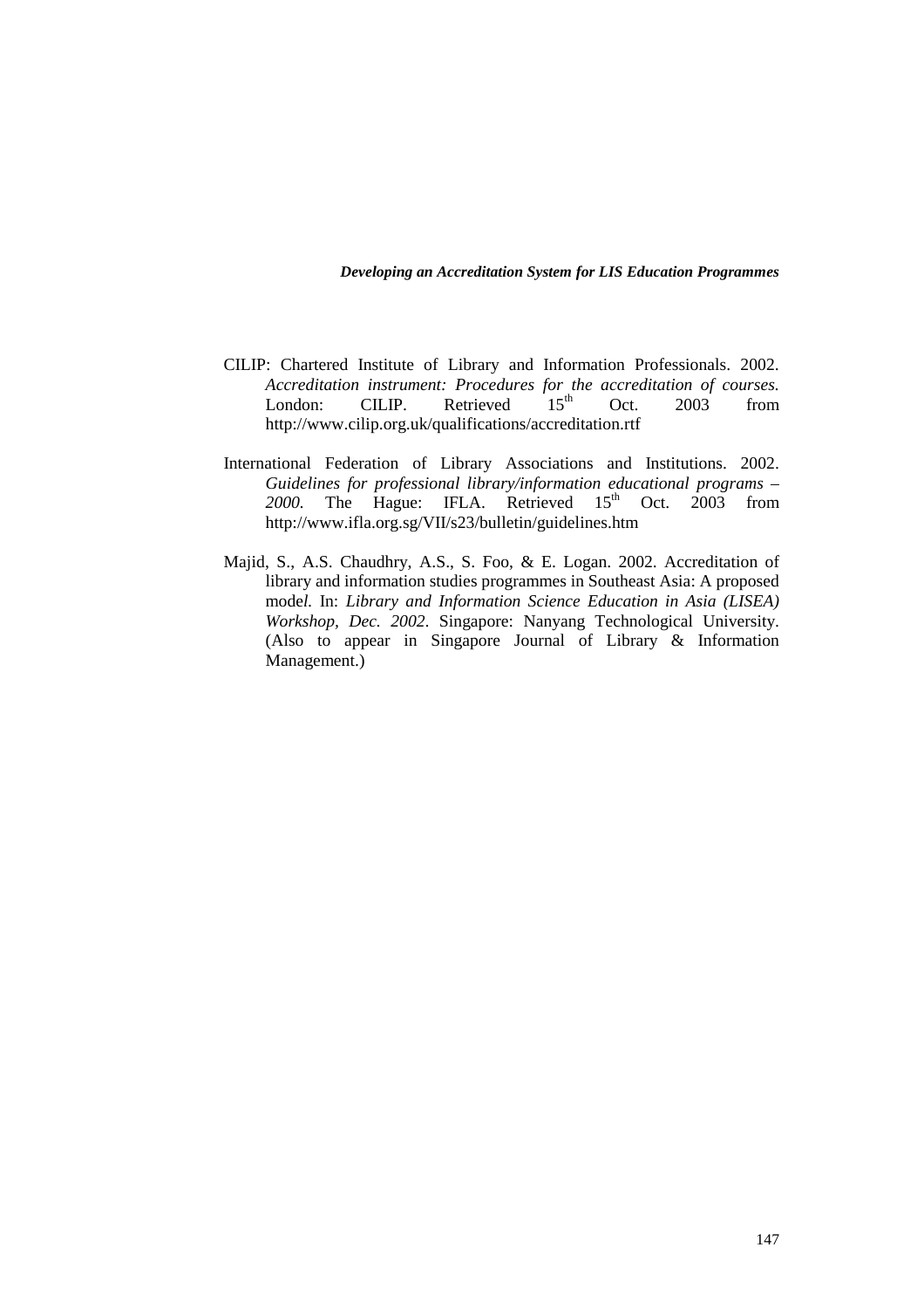CILIP: Chartered Institute of Library and Information Professionals. 2002. *Accreditation instrument: Procedures for the accreditation of courses.* London: CILIP. Retrieved 15th Oct. 2003 from http://www.cilip.org.uk/qualifications/accreditation.rtf

International Federation of Library Associations and Institutions. 2002. *Guidelines for professional library/information educational programs – 2000.* The Hague: IFLA. Retrieved 15th Oct. 2003 from http://www.ifla.org.sg/VII/s23/bulletin/guidelines.htm

Majid, S., A.S. Chaudhry, A.S., S. Foo, & E. Logan. 2002. Accreditation of library and information studies programmes in Southeast Asia: A proposed model. In: *Library and Information Science Education in Asia (LISEA) Workshop, Dec. 2002*. Singapore: Nanyang Technological University. (Also to appear in Singapore Journal of Library & Information Management.)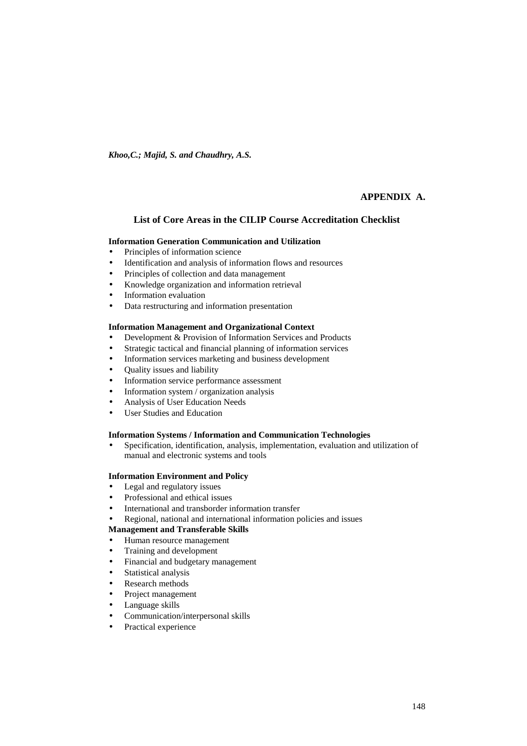## APPENDIX A.

### List of Core Areas in the CILIP Course Accreditation Checklist

**Information Generation Communication and Utilization**

- Principles of information science
- Identification and analysis of information flows and resources
- Principles of collection and data management
- Knowledge organization and information retrieval
- Information evaluation
- Data restructuring and information presentation

**Information Management and Organizational Context**

- Development & Provision of Information Services and Products
- Strategic tactical and financial planning of information services
- Information services marketing and business development
- Quality issues and liability
- Information service performance assessment
- Information system / organization analysis
- Analysis of User Education Needs
- User Studies and Education

**Information Systems / Information and Communication Technologies**

- Specification, identification, analysis, implementation, evaluation and utilization of manual and electronic systems and tools

**Information Environment and Policy**

- Legal and regulatory issues
- Professional and ethical issues
- International and transborder information transfer
- Regional, national and international information policies and issues

**Management and Transferable Skills**

- Human resource management
- Training and development
- Financial and budgetary management
- Statistical analysis
- Research methods
- Project management
- Language skills
- Communication/interpersonal skills
- Practical experience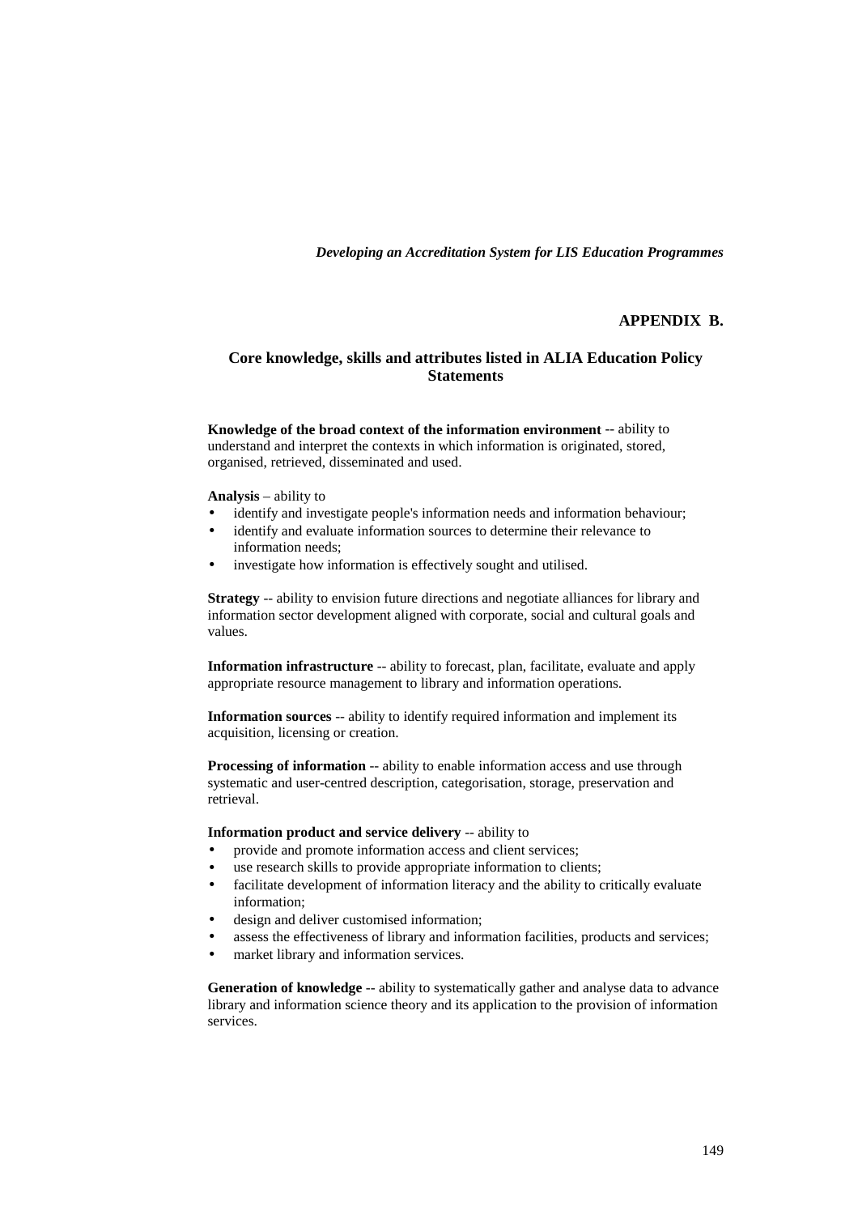## APPENDIX B.

### Core knowledge, skills and attributes listed in ALIA Education Policy Statements

**Knowledge of the broad context of the information environment** -- ability to understand and interpret the contexts in which information is originated, stored, organised, retrieved, disseminated and used.

**Analysis** – ability to

- identify and investigate people's information needs and information behaviour;
- identify and evaluate information sources to determine their relevance to information needs;
- investigate how information is effectively sought and utilised.

**Strategy** -- ability to envision future directions and negotiate alliances for library and information sector development aligned with corporate, social and cultural goals and values.

**Information infrastructure** -- ability to forecast, plan, facilitate, evaluate and apply appropriate resource management to library and information operations.

**Information sources** -- ability to identify required information and implement its acquisition, licensing or creation.

**Processing of information** -- ability to enable information access and use through systematic and user-centred description, categorisation, storage, preservation and retrieval.

**Information product and service delivery** -- ability to

- provide and promote information access and client services;
- use research skills to provide appropriate information to clients;
- facilitate development of information literacy and the ability to critically evaluate information;
- design and deliver customised information;
- assess the effectiveness of library and information facilities, products and services;
- market library and information services.

**Generation of knowledge** -- ability to systematically gather and analyse data to advance library and information science theory and its application to the provision of information services.